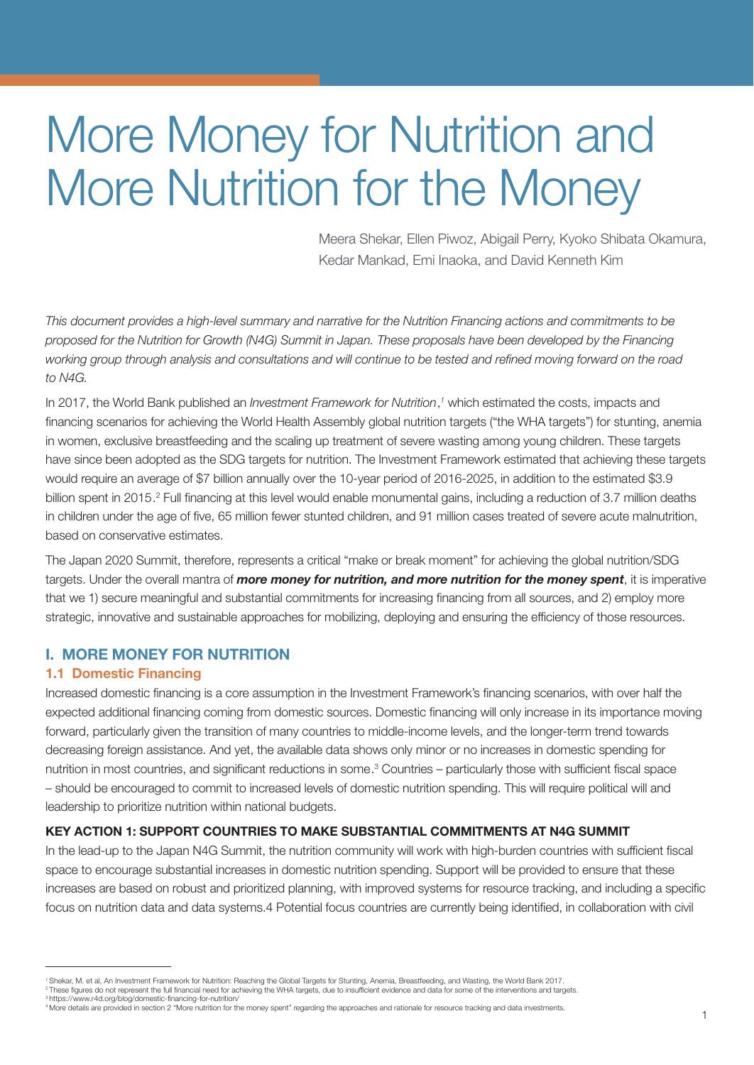# More Money for Nutrition and More Nutrition for the Money

Meera Shekar, Ellen Piwoz, Abigail Perry, Kyoko Shibata Okamura, Kedar Mankad, Emi Inaoka, and David Kenneth Kim

*This document provides a high-level summary and narrative for the Nutrition Financing actions and commitments to be proposed for the Nutrition for Growth (N4G) Summit in Japan. These proposals have been developed by the Financing working group through analysis and consultations and will continue to be tested and refined moving forward on the road to N4G.*

In 2017, the World Bank published an *Investment Framework for Nutrition*,[1] which estimated the costs, impacts and financing scenarios for achieving the World Health Assembly global nutrition targets ("the WHA targets") for stunting, anemia in women, exclusive breastfeeding and the scaling up treatment of severe wasting among young children. These targets have since been adopted as the SDG targets for nutrition. The Investment Framework estimated that achieving these targets would require an average of $7 billion annually over the 10-year period of 2016-2025, in addition to the estimated $3.9 billion spent in 2015.[2] Full financing at this level would enable monumental gains, including a reduction of 3.7 million deaths in children under the age of five, 65 million fewer stunted children, and 91 million cases treated of severe acute malnutrition, based on conservative estimates.

The Japan 2020 Summit, therefore, represents a critical "make or break moment" for achieving the global nutrition/SDG targets. Under the overall mantra of ***more money for nutrition, and more nutrition for the money spent***, it is imperative that we 1) secure meaningful and substantial commitments for increasing financing from all sources, and 2) employ more strategic, innovative and sustainable approaches for mobilizing, deploying and ensuring the efficiency of those resources.

## I. MORE MONEY FOR NUTRITION

### 1.1 Domestic Financing

Increased domestic financing is a core assumption in the Investment Framework's financing scenarios, with over half the expected additional financing coming from domestic sources. Domestic financing will only increase in its importance moving forward, particularly given the transition of many countries to middle-income levels, and the longer-term trend towards decreasing foreign assistance. And yet, the available data shows only minor or no increases in domestic spending for nutrition in most countries, and significant reductions in some.[3] Countries – particularly those with sufficient fiscal space – should be encouraged to commit to increased levels of domestic nutrition spending. This will require political will and leadership to prioritize nutrition within national budgets.

#### KEY ACTION 1: SUPPORT COUNTRIES TO MAKE SUBSTANTIAL COMMITMENTS AT N4G SUMMIT

In the lead-up to the Japan N4G Summit, the nutrition community will work with high-burden countries with sufficient fiscal space to encourage substantial increases in domestic nutrition spending. Support will be provided to ensure that these increases are based on robust and prioritized planning, with improved systems for resource tracking, and including a specific focus on nutrition data and data systems.4 Potential focus countries are currently being identified, in collaboration with civil

---

[1] Shekar, M. et al, An Investment Framework for Nutrition: Reaching the Global Targets for Stunting, Anemia, Breastfeeding, and Wasting, the World Bank 2017.
[2] These figures do not represent the full financial need for achieving the WHA targets, due to insufficient evidence and data for some of the interventions and targets.
[3] https://www.r4d.org/blog/domestic-financing-for-nutrition/
[4] More details are provided in section 2 "More nutrition for the money spent" regarding the approaches and rationale for resource tracking and data investments.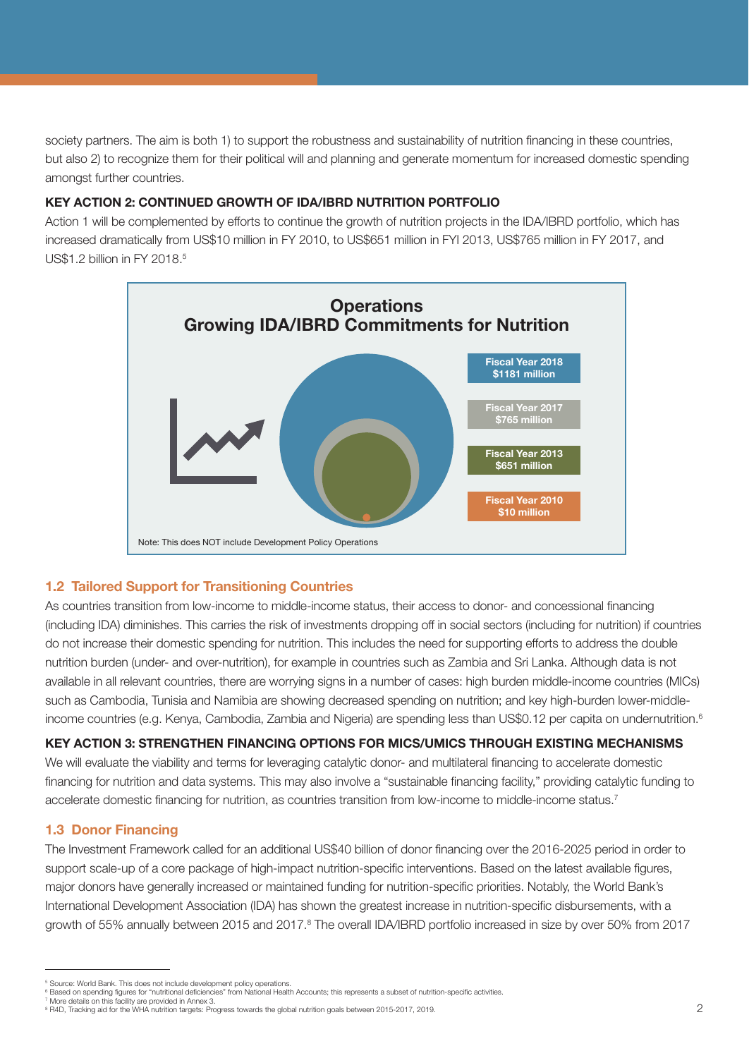society partners. The aim is both 1) to support the robustness and sustainability of nutrition financing in these countries, but also 2) to recognize them for their political will and planning and generate momentum for increased domestic spending amongst further countries.

**KEY ACTION 2: CONTINUED GROWTH OF IDA/IBRD NUTRITION PORTFOLIO**

Action 1 will be complemented by efforts to continue the growth of nutrition projects in the IDA/IBRD portfolio, which has increased dramatically from US$10 million in FY 2010, to US$651 million in FYI 2013, US$765 million in FY 2017, and US$1.2 billion in FY 2018.[5]

**Operations**
**Growing IDA/IBRD Commitments for Nutrition**

- Fiscal Year 2018 $1181 million
- Fiscal Year 2017 $765 million
- Fiscal Year 2013 $651 million
- Fiscal Year 2010 $10 million

Note: This does NOT include Development Policy Operations

## 1.2 Tailored Support for Transitioning Countries

As countries transition from low-income to middle-income status, their access to donor- and concessional financing (including IDA) diminishes. This carries the risk of investments dropping off in social sectors (including for nutrition) if countries do not increase their domestic spending for nutrition. This includes the need for supporting efforts to address the double nutrition burden (under- and over-nutrition), for example in countries such as Zambia and Sri Lanka. Although data is not available in all relevant countries, there are worrying signs in a number of cases: high burden middle-income countries (MICs) such as Cambodia, Tunisia and Namibia are showing decreased spending on nutrition; and key high-burden lower-middle-income countries (e.g. Kenya, Cambodia, Zambia and Nigeria) are spending less than US$0.12 per capita on undernutrition.[6]

**KEY ACTION 3: STRENGTHEN FINANCING OPTIONS FOR MICS/UMICS THROUGH EXISTING MECHANISMS**

We will evaluate the viability and terms for leveraging catalytic donor- and multilateral financing to accelerate domestic financing for nutrition and data systems. This may also involve a "sustainable financing facility," providing catalytic funding to accelerate domestic financing for nutrition, as countries transition from low-income to middle-income status.[7]

## 1.3 Donor Financing

The Investment Framework called for an additional US$40 billion of donor financing over the 2016-2025 period in order to support scale-up of a core package of high-impact nutrition-specific interventions. Based on the latest available figures, major donors have generally increased or maintained funding for nutrition-specific priorities. Notably, the World Bank's International Development Association (IDA) has shown the greatest increase in nutrition-specific disbursements, with a growth of 55% annually between 2015 and 2017.[8] The overall IDA/IBRD portfolio increased in size by over 50% from 2017

---

[5] Source: World Bank. This does not include development policy operations.
[6] Based on spending figures for "nutritional deficiencies" from National Health Accounts; this represents a subset of nutrition-specific activities.
[7] More details on this facility are provided in Annex 3.
[8] R4D, Tracking aid for the WHA nutrition targets: Progress towards the global nutrition goals between 2015-2017, 2019.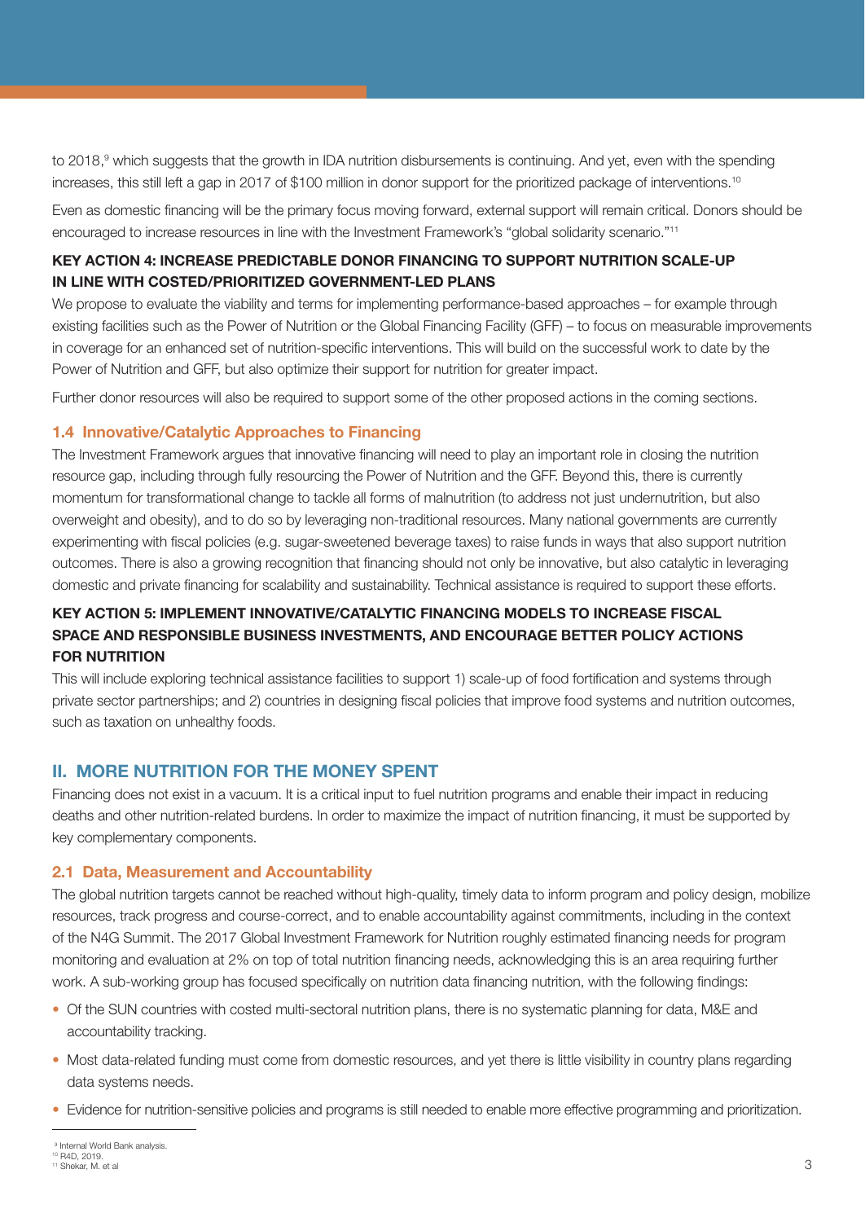to 2018,[9] which suggests that the growth in IDA nutrition disbursements is continuing. And yet, even with the spending increases, this still left a gap in 2017 of $100 million in donor support for the prioritized package of interventions.[10]

Even as domestic financing will be the primary focus moving forward, external support will remain critical. Donors should be encouraged to increase resources in line with the Investment Framework's "global solidarity scenario."[11]

**KEY ACTION 4: INCREASE PREDICTABLE DONOR FINANCING TO SUPPORT NUTRITION SCALE-UP IN LINE WITH COSTED/PRIORITIZED GOVERNMENT-LED PLANS**

We propose to evaluate the viability and terms for implementing performance-based approaches – for example through existing facilities such as the Power of Nutrition or the Global Financing Facility (GFF) – to focus on measurable improvements in coverage for an enhanced set of nutrition-specific interventions. This will build on the successful work to date by the Power of Nutrition and GFF, but also optimize their support for nutrition for greater impact.

Further donor resources will also be required to support some of the other proposed actions in the coming sections.

### 1.4 Innovative/Catalytic Approaches to Financing

The Investment Framework argues that innovative financing will need to play an important role in closing the nutrition resource gap, including through fully resourcing the Power of Nutrition and the GFF. Beyond this, there is currently momentum for transformational change to tackle all forms of malnutrition (to address not just undernutrition, but also overweight and obesity), and to do so by leveraging non-traditional resources. Many national governments are currently experimenting with fiscal policies (e.g. sugar-sweetened beverage taxes) to raise funds in ways that also support nutrition outcomes. There is also a growing recognition that financing should not only be innovative, but also catalytic in leveraging domestic and private financing for scalability and sustainability. Technical assistance is required to support these efforts.

**KEY ACTION 5: IMPLEMENT INNOVATIVE/CATALYTIC FINANCING MODELS TO INCREASE FISCAL SPACE AND RESPONSIBLE BUSINESS INVESTMENTS, AND ENCOURAGE BETTER POLICY ACTIONS FOR NUTRITION**

This will include exploring technical assistance facilities to support 1) scale-up of food fortification and systems through private sector partnerships; and 2) countries in designing fiscal policies that improve food systems and nutrition outcomes, such as taxation on unhealthy foods.

## II. MORE NUTRITION FOR THE MONEY SPENT

Financing does not exist in a vacuum. It is a critical input to fuel nutrition programs and enable their impact in reducing deaths and other nutrition-related burdens. In order to maximize the impact of nutrition financing, it must be supported by key complementary components.

### 2.1 Data, Measurement and Accountability

The global nutrition targets cannot be reached without high-quality, timely data to inform program and policy design, mobilize resources, track progress and course-correct, and to enable accountability against commitments, including in the context of the N4G Summit. The 2017 Global Investment Framework for Nutrition roughly estimated financing needs for program monitoring and evaluation at 2% on top of total nutrition financing needs, acknowledging this is an area requiring further work. A sub-working group has focused specifically on nutrition data financing nutrition, with the following findings:

- Of the SUN countries with costed multi-sectoral nutrition plans, there is no systematic planning for data, M&E and accountability tracking.
- Most data-related funding must come from domestic resources, and yet there is little visibility in country plans regarding data systems needs.
- Evidence for nutrition-sensitive policies and programs is still needed to enable more effective programming and prioritization.

[9] Internal World Bank analysis.
[10] R4D, 2019.
[11] Shekar, M. et al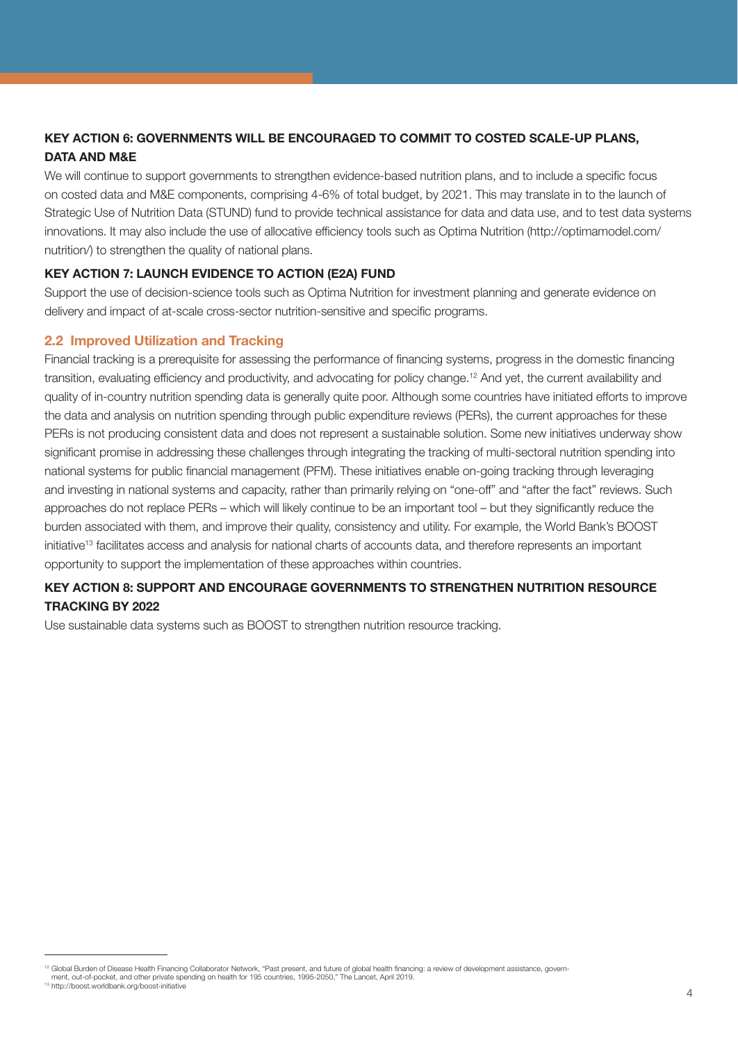**KEY ACTION 6: GOVERNMENTS WILL BE ENCOURAGED TO COMMIT TO COSTED SCALE-UP PLANS, DATA AND M&E**

We will continue to support governments to strengthen evidence-based nutrition plans, and to include a specific focus on costed data and M&E components, comprising 4-6% of total budget, by 2021. This may translate in to the launch of Strategic Use of Nutrition Data (STUND) fund to provide technical assistance for data and data use, and to test data systems innovations. It may also include the use of allocative efficiency tools such as Optima Nutrition (http://optimamodel.com/nutrition/) to strengthen the quality of national plans.

**KEY ACTION 7: LAUNCH EVIDENCE TO ACTION (E2A) FUND**

Support the use of decision-science tools such as Optima Nutrition for investment planning and generate evidence on delivery and impact of at-scale cross-sector nutrition-sensitive and specific programs.

## 2.2 Improved Utilization and Tracking

Financial tracking is a prerequisite for assessing the performance of financing systems, progress in the domestic financing transition, evaluating efficiency and productivity, and advocating for policy change.[12] And yet, the current availability and quality of in-country nutrition spending data is generally quite poor. Although some countries have initiated efforts to improve the data and analysis on nutrition spending through public expenditure reviews (PERs), the current approaches for these PERs is not producing consistent data and does not represent a sustainable solution. Some new initiatives underway show significant promise in addressing these challenges through integrating the tracking of multi-sectoral nutrition spending into national systems for public financial management (PFM). These initiatives enable on-going tracking through leveraging and investing in national systems and capacity, rather than primarily relying on "one-off" and "after the fact" reviews. Such approaches do not replace PERs – which will likely continue to be an important tool – but they significantly reduce the burden associated with them, and improve their quality, consistency and utility. For example, the World Bank's BOOST initiative[13] facilitates access and analysis for national charts of accounts data, and therefore represents an important opportunity to support the implementation of these approaches within countries.

**KEY ACTION 8: SUPPORT AND ENCOURAGE GOVERNMENTS TO STRENGTHEN NUTRITION RESOURCE TRACKING BY 2022**

Use sustainable data systems such as BOOST to strengthen nutrition resource tracking.

---

[12] Global Burden of Disease Health Financing Collaborator Network, "Past present, and future of global health financing: a review of development assistance, government, out-of-pocket, and other private spending on health for 195 countries, 1995-2050," The Lancet, April 2019.

[13] http://boost.worldbank.org/boost-initiative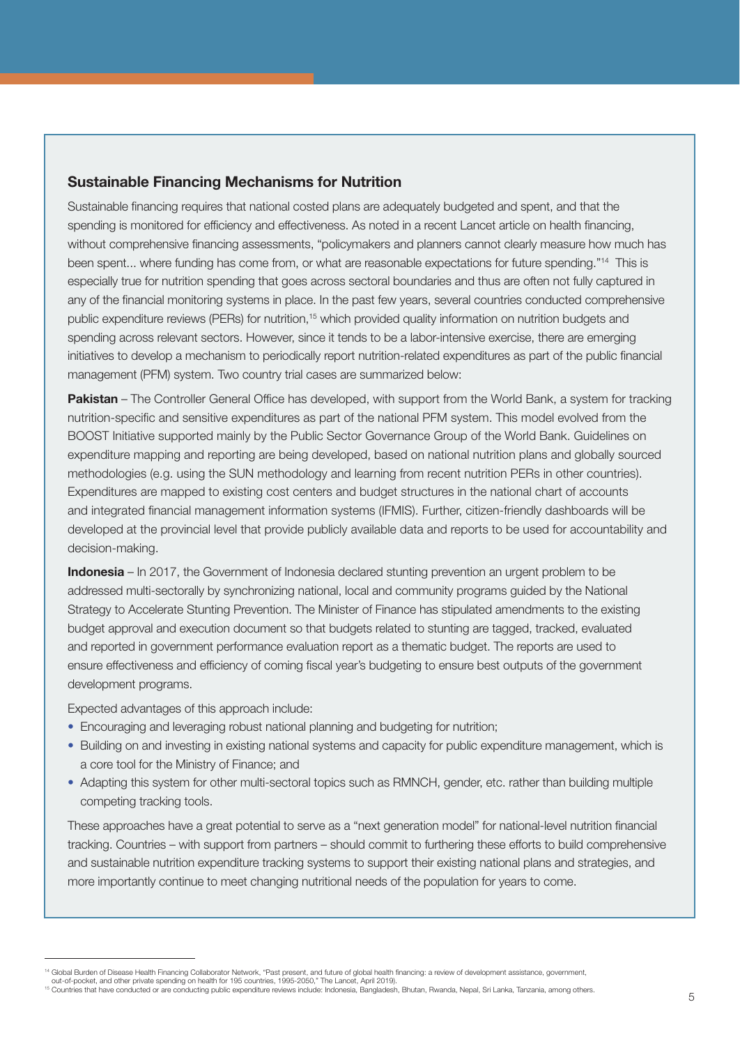## Sustainable Financing Mechanisms for Nutrition

Sustainable financing requires that national costed plans are adequately budgeted and spent, and that the spending is monitored for efficiency and effectiveness. As noted in a recent Lancet article on health financing, without comprehensive financing assessments, "policymakers and planners cannot clearly measure how much has been spent... where funding has come from, or what are reasonable expectations for future spending."[14] This is especially true for nutrition spending that goes across sectoral boundaries and thus are often not fully captured in any of the financial monitoring systems in place. In the past few years, several countries conducted comprehensive public expenditure reviews (PERs) for nutrition,[15] which provided quality information on nutrition budgets and spending across relevant sectors. However, since it tends to be a labor-intensive exercise, there are emerging initiatives to develop a mechanism to periodically report nutrition-related expenditures as part of the public financial management (PFM) system. Two country trial cases are summarized below:

**Pakistan** – The Controller General Office has developed, with support from the World Bank, a system for tracking nutrition-specific and sensitive expenditures as part of the national PFM system. This model evolved from the BOOST Initiative supported mainly by the Public Sector Governance Group of the World Bank. Guidelines on expenditure mapping and reporting are being developed, based on national nutrition plans and globally sourced methodologies (e.g. using the SUN methodology and learning from recent nutrition PERs in other countries). Expenditures are mapped to existing cost centers and budget structures in the national chart of accounts and integrated financial management information systems (IFMIS). Further, citizen-friendly dashboards will be developed at the provincial level that provide publicly available data and reports to be used for accountability and decision-making.

**Indonesia** – In 2017, the Government of Indonesia declared stunting prevention an urgent problem to be addressed multi-sectorally by synchronizing national, local and community programs guided by the National Strategy to Accelerate Stunting Prevention. The Minister of Finance has stipulated amendments to the existing budget approval and execution document so that budgets related to stunting are tagged, tracked, evaluated and reported in government performance evaluation report as a thematic budget. The reports are used to ensure effectiveness and efficiency of coming fiscal year's budgeting to ensure best outputs of the government development programs.

Expected advantages of this approach include:

- Encouraging and leveraging robust national planning and budgeting for nutrition;
- Building on and investing in existing national systems and capacity for public expenditure management, which is a core tool for the Ministry of Finance; and
- Adapting this system for other multi-sectoral topics such as RMNCH, gender, etc. rather than building multiple competing tracking tools.

These approaches have a great potential to serve as a "next generation model" for national-level nutrition financial tracking. Countries – with support from partners – should commit to furthering these efforts to build comprehensive and sustainable nutrition expenditure tracking systems to support their existing national plans and strategies, and more importantly continue to meet changing nutritional needs of the population for years to come.

---

[14] Global Burden of Disease Health Financing Collaborator Network, "Past present, and future of global health financing: a review of development assistance, government, out-of-pocket, and other private spending on health for 195 countries, 1995-2050," The Lancet, April 2019).

[15] Countries that have conducted or are conducting public expenditure reviews include: Indonesia, Bangladesh, Bhutan, Rwanda, Nepal, Sri Lanka, Tanzania, among others.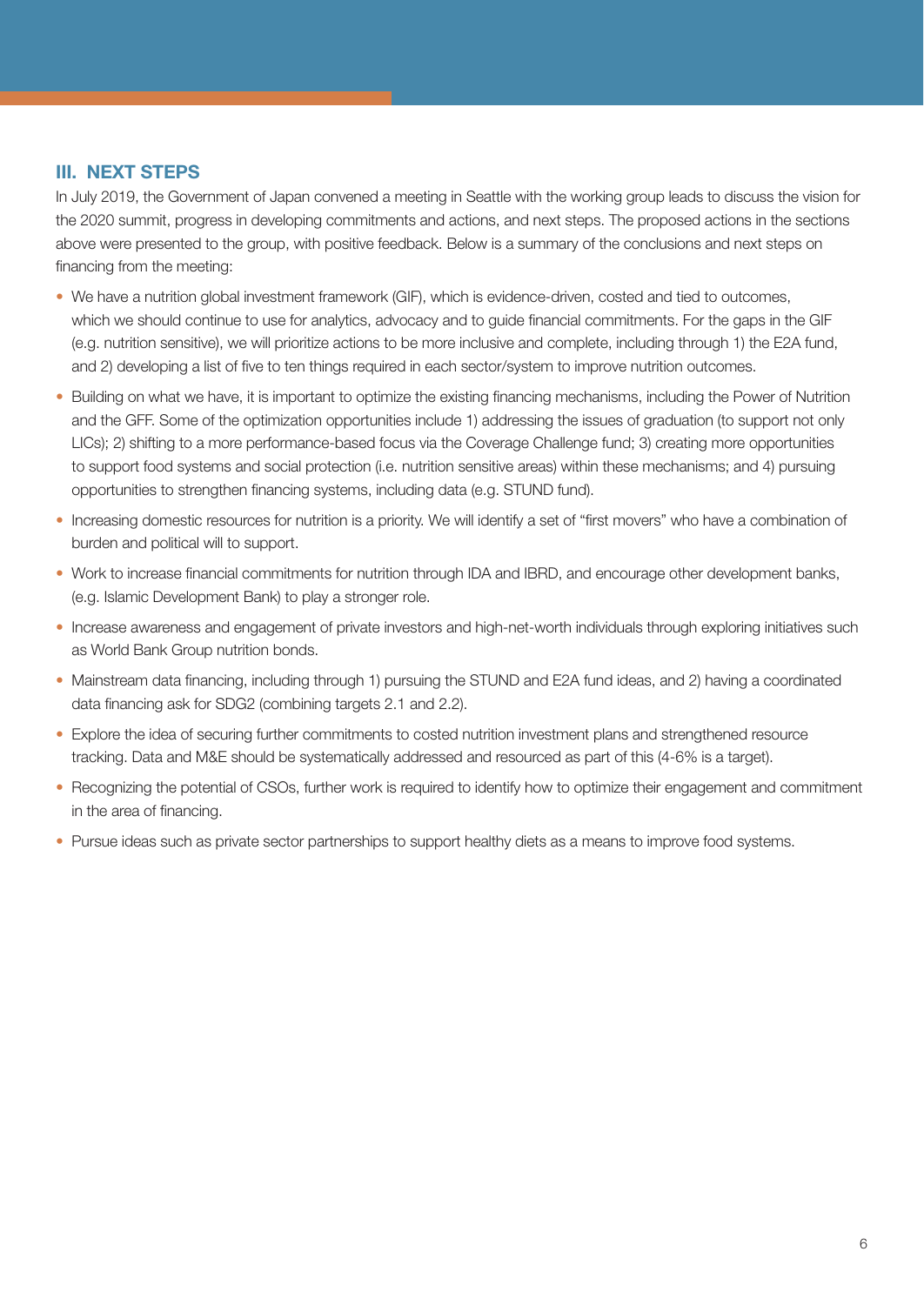## III. NEXT STEPS

In July 2019, the Government of Japan convened a meeting in Seattle with the working group leads to discuss the vision for the 2020 summit, progress in developing commitments and actions, and next steps. The proposed actions in the sections above were presented to the group, with positive feedback. Below is a summary of the conclusions and next steps on financing from the meeting:

- We have a nutrition global investment framework (GIF), which is evidence-driven, costed and tied to outcomes, which we should continue to use for analytics, advocacy and to guide financial commitments. For the gaps in the GIF (e.g. nutrition sensitive), we will prioritize actions to be more inclusive and complete, including through 1) the E2A fund, and 2) developing a list of five to ten things required in each sector/system to improve nutrition outcomes.
- Building on what we have, it is important to optimize the existing financing mechanisms, including the Power of Nutrition and the GFF. Some of the optimization opportunities include 1) addressing the issues of graduation (to support not only LICs); 2) shifting to a more performance-based focus via the Coverage Challenge fund; 3) creating more opportunities to support food systems and social protection (i.e. nutrition sensitive areas) within these mechanisms; and 4) pursuing opportunities to strengthen financing systems, including data (e.g. STUND fund).
- Increasing domestic resources for nutrition is a priority. We will identify a set of "first movers" who have a combination of burden and political will to support.
- Work to increase financial commitments for nutrition through IDA and IBRD, and encourage other development banks, (e.g. Islamic Development Bank) to play a stronger role.
- Increase awareness and engagement of private investors and high-net-worth individuals through exploring initiatives such as World Bank Group nutrition bonds.
- Mainstream data financing, including through 1) pursuing the STUND and E2A fund ideas, and 2) having a coordinated data financing ask for SDG2 (combining targets 2.1 and 2.2).
- Explore the idea of securing further commitments to costed nutrition investment plans and strengthened resource tracking. Data and M&E should be systematically addressed and resourced as part of this (4-6% is a target).
- Recognizing the potential of CSOs, further work is required to identify how to optimize their engagement and commitment in the area of financing.
- Pursue ideas such as private sector partnerships to support healthy diets as a means to improve food systems.